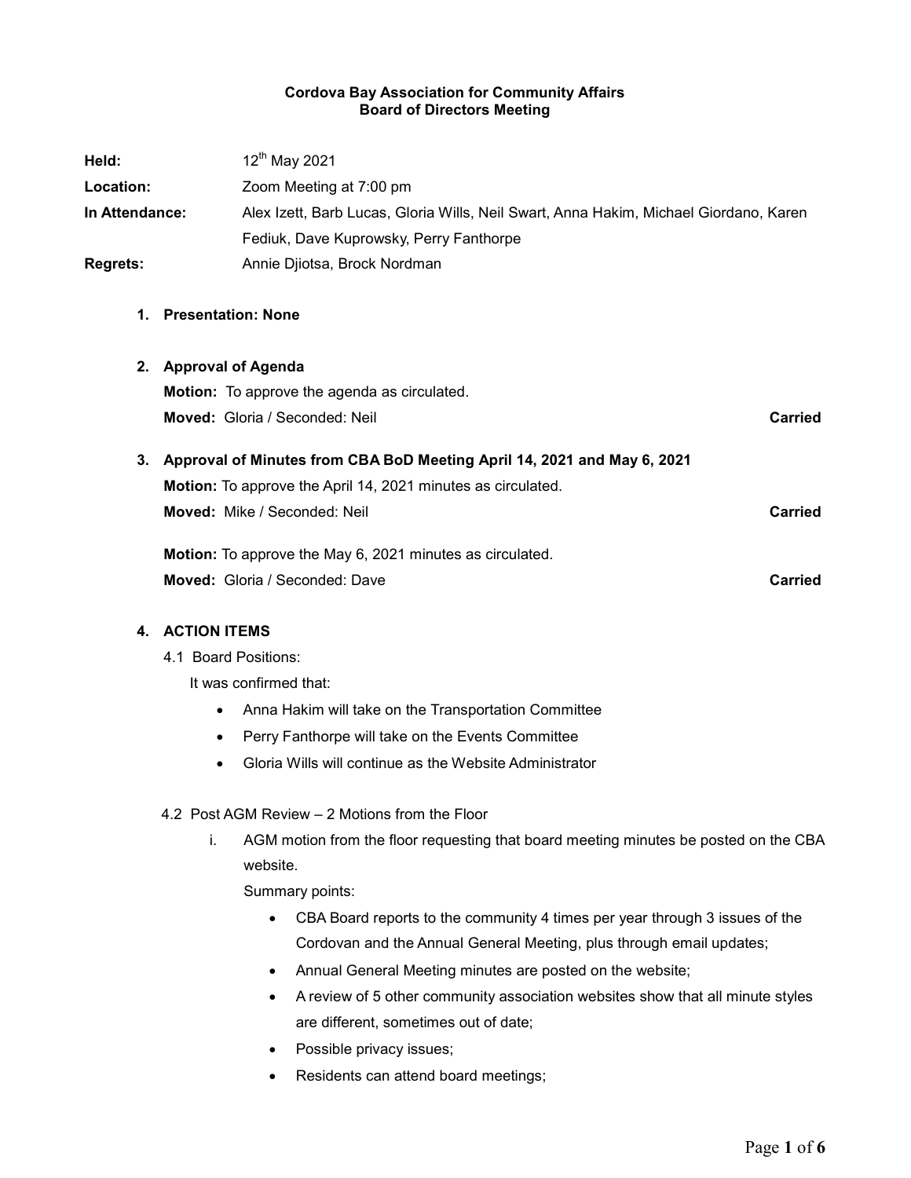**Cordova Bay Association for Community Affairs**
**Board of Directors Meeting**

**Held:** 12th May 2021

**Location:** Zoom Meeting at 7:00 pm

**In Attendance:** Alex Izett, Barb Lucas, Gloria Wills, Neil Swart, Anna Hakim, Michael Giordano, Karen Fediuk, Dave Kuprowsky, Perry Fanthorpe

**Regrets:** Annie Djiotsa, Brock Nordman

1. **Presentation: None**

2. **Approval of Agenda**

   **Motion:** To approve the agenda as circulated.

   **Moved:** Gloria / Seconded: Neil — **Carried**

3. **Approval of Minutes from CBA BoD Meeting April 14, 2021 and May 6, 2021**

   **Motion:** To approve the April 14, 2021 minutes as circulated.

   **Moved:** Mike / Seconded: Neil — **Carried**

   **Motion:** To approve the May 6, 2021 minutes as circulated.

   **Moved:** Gloria / Seconded: Dave — **Carried**

4. **ACTION ITEMS**

   4.1 Board Positions:

   It was confirmed that:

   - Anna Hakim will take on the Transportation Committee
   - Perry Fanthorpe will take on the Events Committee
   - Gloria Wills will continue as the Website Administrator

   4.2 Post AGM Review – 2 Motions from the Floor

   i. AGM motion from the floor requesting that board meeting minutes be posted on the CBA website.

   Summary points:

   - CBA Board reports to the community 4 times per year through 3 issues of the Cordovan and the Annual General Meeting, plus through email updates;
   - Annual General Meeting minutes are posted on the website;
   - A review of 5 other community association websites show that all minute styles are different, sometimes out of date;
   - Possible privacy issues;
   - Residents can attend board meetings;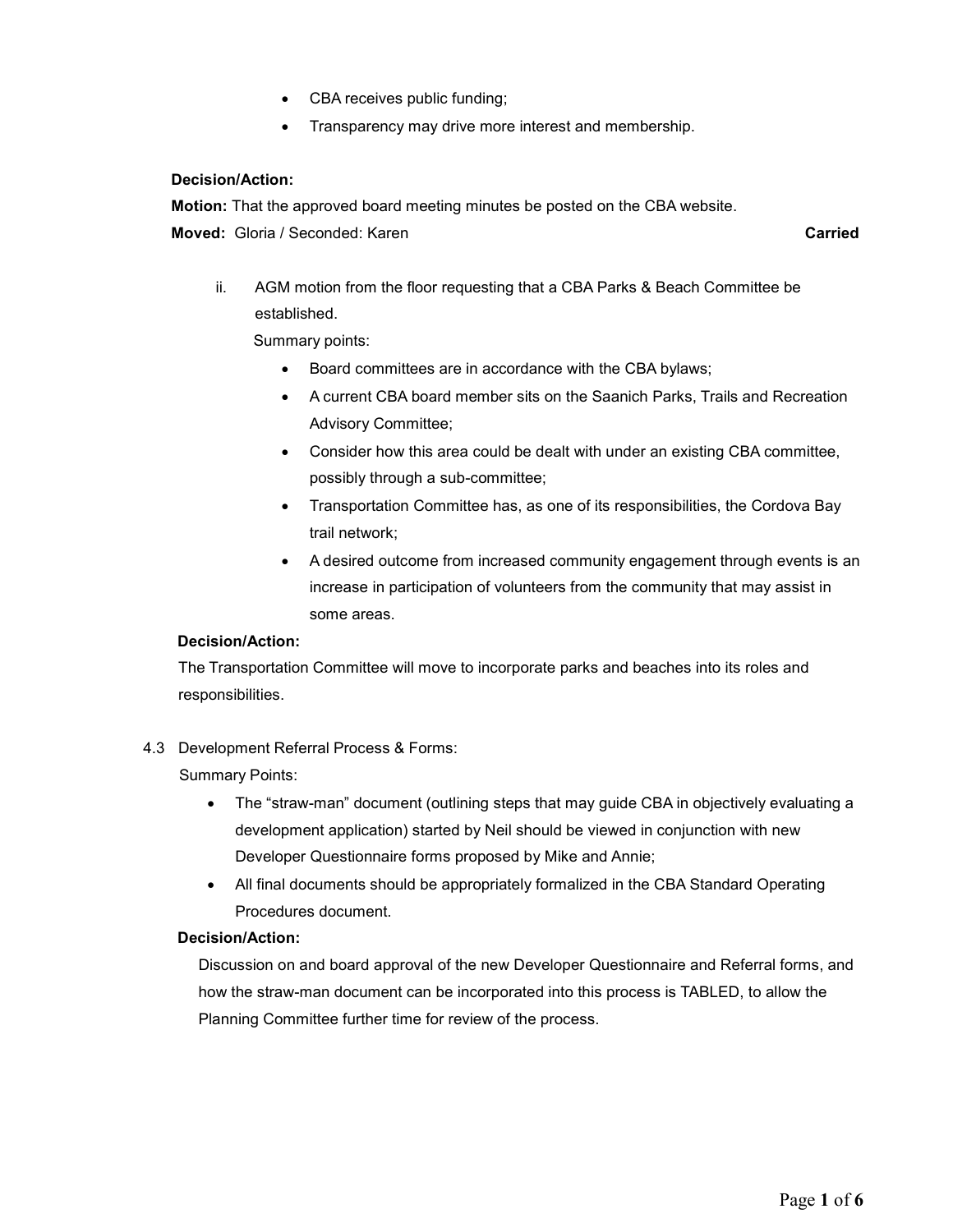- CBA receives public funding;
- Transparency may drive more interest and membership.

**Decision/Action:**

**Motion:** That the approved board meeting minutes be posted on the CBA website.

**Moved:** Gloria / Seconded: Karen **Carried**

ii. AGM motion from the floor requesting that a CBA Parks & Beach Committee be established.

Summary points:

- Board committees are in accordance with the CBA bylaws;
- A current CBA board member sits on the Saanich Parks, Trails and Recreation Advisory Committee;
- Consider how this area could be dealt with under an existing CBA committee, possibly through a sub-committee;
- Transportation Committee has, as one of its responsibilities, the Cordova Bay trail network;
- A desired outcome from increased community engagement through events is an increase in participation of volunteers from the community that may assist in some areas.

**Decision/Action:**

The Transportation Committee will move to incorporate parks and beaches into its roles and responsibilities.

4.3 Development Referral Process & Forms:

Summary Points:

- The "straw-man" document (outlining steps that may guide CBA in objectively evaluating a development application) started by Neil should be viewed in conjunction with new Developer Questionnaire forms proposed by Mike and Annie;
- All final documents should be appropriately formalized in the CBA Standard Operating Procedures document.

**Decision/Action:**

Discussion on and board approval of the new Developer Questionnaire and Referral forms, and how the straw-man document can be incorporated into this process is TABLED, to allow the Planning Committee further time for review of the process.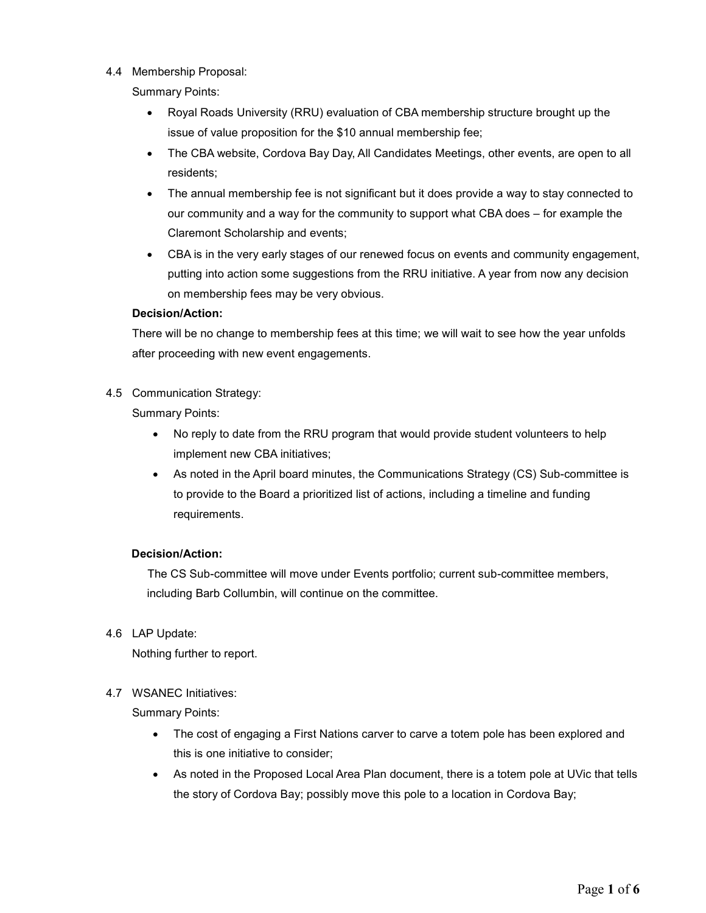4.4 Membership Proposal:

Summary Points:

- Royal Roads University (RRU) evaluation of CBA membership structure brought up the issue of value proposition for the $10 annual membership fee;
- The CBA website, Cordova Bay Day, All Candidates Meetings, other events, are open to all residents;
- The annual membership fee is not significant but it does provide a way to stay connected to our community and a way for the community to support what CBA does – for example the Claremont Scholarship and events;
- CBA is in the very early stages of our renewed focus on events and community engagement, putting into action some suggestions from the RRU initiative. A year from now any decision on membership fees may be very obvious.

**Decision/Action:**

There will be no change to membership fees at this time; we will wait to see how the year unfolds after proceeding with new event engagements.

4.5 Communication Strategy:

Summary Points:

- No reply to date from the RRU program that would provide student volunteers to help implement new CBA initiatives;
- As noted in the April board minutes, the Communications Strategy (CS) Sub-committee is to provide to the Board a prioritized list of actions, including a timeline and funding requirements.

**Decision/Action:**

The CS Sub-committee will move under Events portfolio; current sub-committee members, including Barb Collumbin, will continue on the committee.

4.6 LAP Update:

Nothing further to report.

4.7 WSANEC Initiatives:

Summary Points:

- The cost of engaging a First Nations carver to carve a totem pole has been explored and this is one initiative to consider;
- As noted in the Proposed Local Area Plan document, there is a totem pole at UVic that tells the story of Cordova Bay; possibly move this pole to a location in Cordova Bay;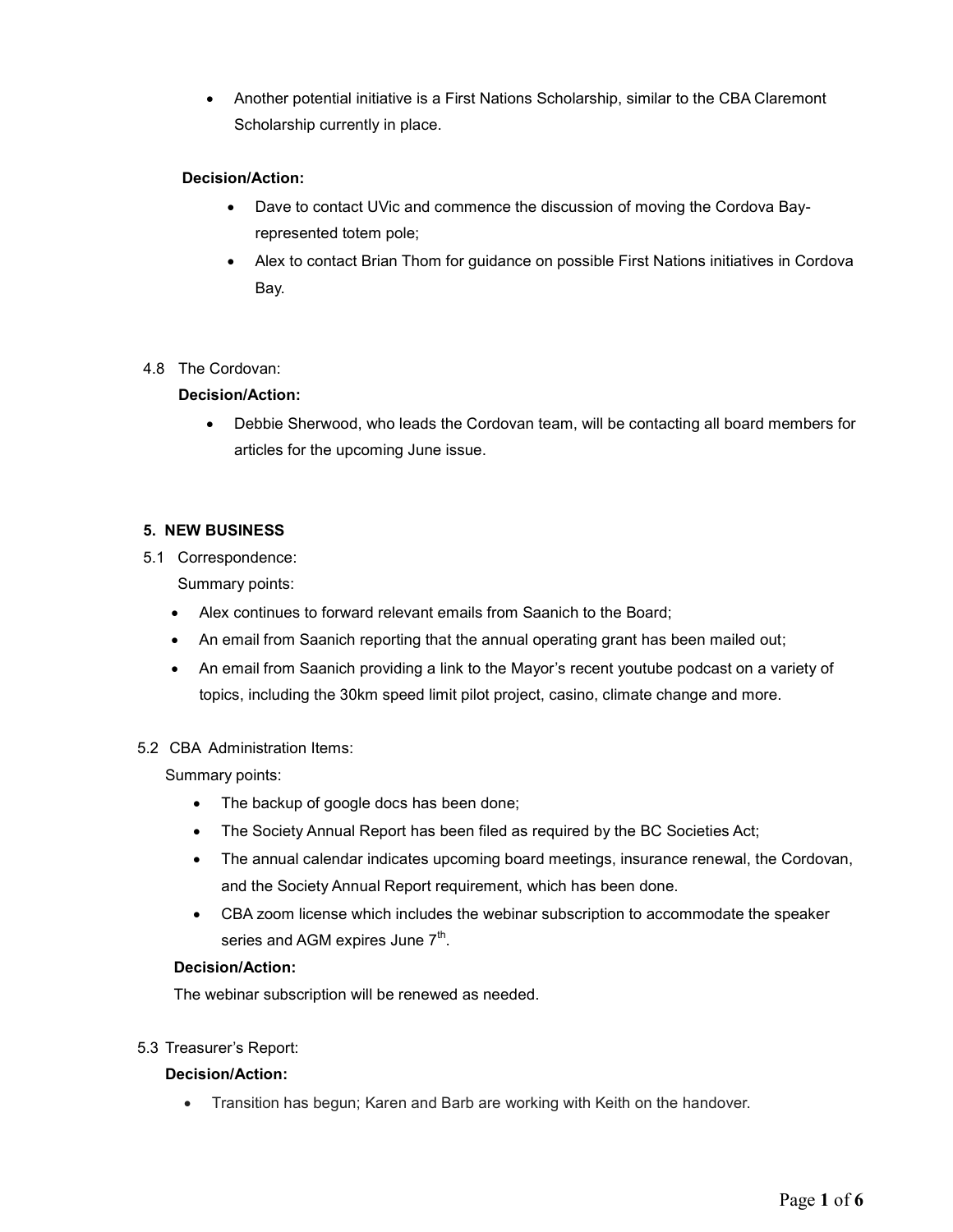- Another potential initiative is a First Nations Scholarship, similar to the CBA Claremont Scholarship currently in place.

**Decision/Action:**

- Dave to contact UVic and commence the discussion of moving the Cordova Bay-represented totem pole;
- Alex to contact Brian Thom for guidance on possible First Nations initiatives in Cordova Bay.

4.8 The Cordovan:

**Decision/Action:**

- Debbie Sherwood, who leads the Cordovan team, will be contacting all board members for articles for the upcoming June issue.

**5. NEW BUSINESS**

5.1 Correspondence:

Summary points:

- Alex continues to forward relevant emails from Saanich to the Board;
- An email from Saanich reporting that the annual operating grant has been mailed out;
- An email from Saanich providing a link to the Mayor's recent youtube podcast on a variety of topics, including the 30km speed limit pilot project, casino, climate change and more.

5.2 CBA Administration Items:

Summary points:

- The backup of google docs has been done;
- The Society Annual Report has been filed as required by the BC Societies Act;
- The annual calendar indicates upcoming board meetings, insurance renewal, the Cordovan, and the Society Annual Report requirement, which has been done.
- CBA zoom license which includes the webinar subscription to accommodate the speaker series and AGM expires June 7th.

**Decision/Action:**

The webinar subscription will be renewed as needed.

5.3 Treasurer's Report:

**Decision/Action:**

- Transition has begun; Karen and Barb are working with Keith on the handover.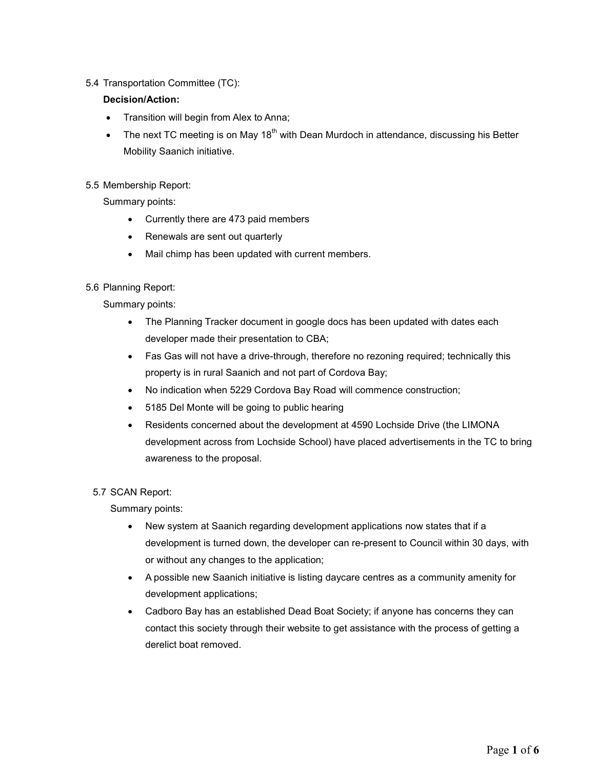5.4 Transportation Committee (TC):

**Decision/Action:**

- Transition will begin from Alex to Anna;
- The next TC meeting is on May 18th with Dean Murdoch in attendance, discussing his Better Mobility Saanich initiative.

5.5 Membership Report:

Summary points:

- Currently there are 473 paid members
- Renewals are sent out quarterly
- Mail chimp has been updated with current members.

5.6 Planning Report:

Summary points:

- The Planning Tracker document in google docs has been updated with dates each developer made their presentation to CBA;
- Fas Gas will not have a drive-through, therefore no rezoning required; technically this property is in rural Saanich and not part of Cordova Bay;
- No indication when 5229 Cordova Bay Road will commence construction;
- 5185 Del Monte will be going to public hearing
- Residents concerned about the development at 4590 Lochside Drive (the LIMONA development across from Lochside School) have placed advertisements in the TC to bring awareness to the proposal.

5.7 SCAN Report:

Summary points:

- New system at Saanich regarding development applications now states that if a development is turned down, the developer can re-present to Council within 30 days, with or without any changes to the application;
- A possible new Saanich initiative is listing daycare centres as a community amenity for development applications;
- Cadboro Bay has an established Dead Boat Society; if anyone has concerns they can contact this society through their website to get assistance with the process of getting a derelict boat removed.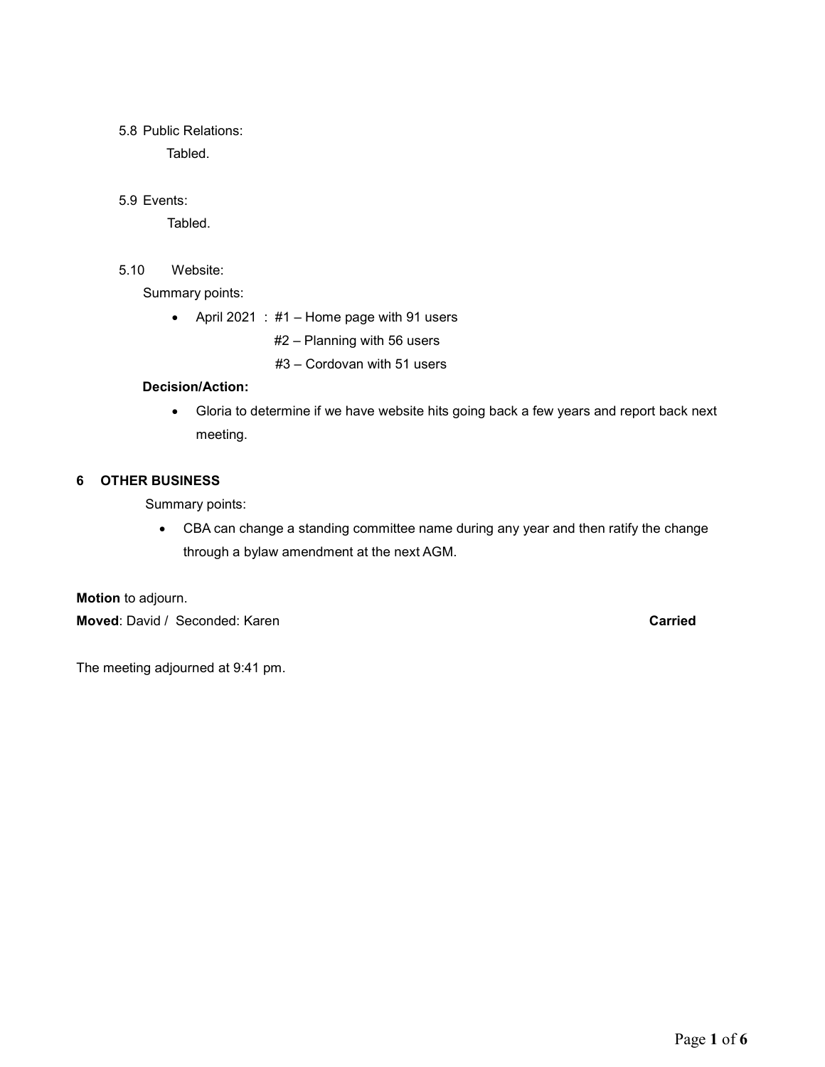5.8 Public Relations:

Tabled.

5.9 Events:

Tabled.

5.10 Website:

Summary points:

- April 2021 : #1 – Home page with 91 users
  #2 – Planning with 56 users
  #3 – Cordovan with 51 users

**Decision/Action:**

- Gloria to determine if we have website hits going back a few years and report back next meeting.

## 6 OTHER BUSINESS

Summary points:

- CBA can change a standing committee name during any year and then ratify the change through a bylaw amendment at the next AGM.

**Motion** to adjourn.

**Moved**: David / Seconded: Karen **Carried**

The meeting adjourned at 9:41 pm.